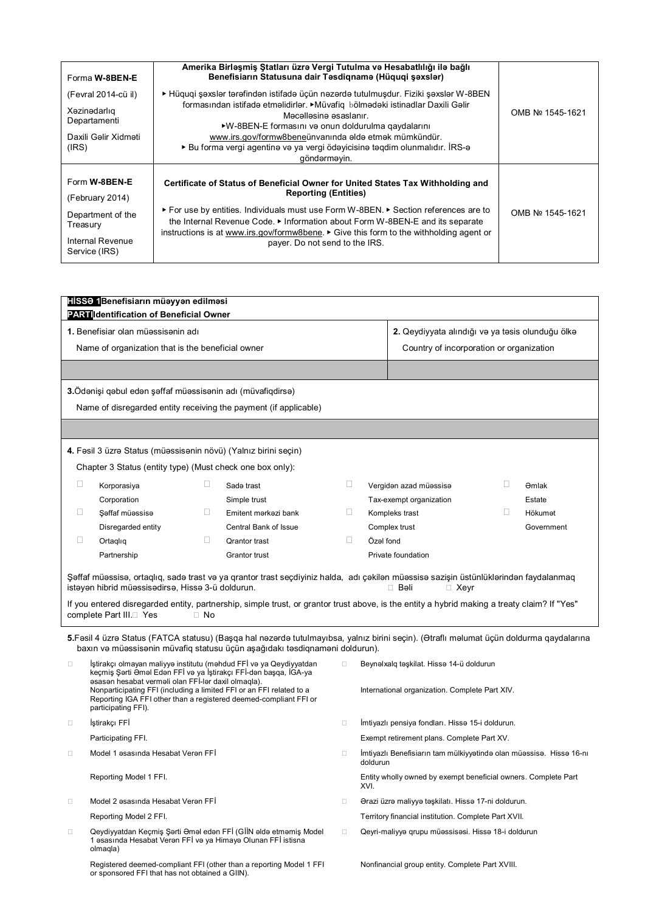| Forma **W-8BEN-E**<br><br>(Fevral 2014-cü il)<br><br>Xəzinədarlıq Departamenti<br><br>Daxili Gəlir Xidməti (IRS) | **Amerika Birləşmiş Ştatları üzrə Vergi Tutulma və Hesabatlılığı ilə bağlı Benefisiarın Statusuna dair Təsdiqnamə (Hüquqi şəxslər)**<br><br>▸ Hüquqi şəxslər tərəfindən istifadə üçün nəzərdə tutulmuşdur. Fiziki şəxslər W-8BEN formasından istifadə etməlidirlər. ▸Müvafiq bölmədəki istinadlar Daxili Gəlir Məcəlləsinə əsaslanır.<br>▸W-8BEN-E formasını və onun doldurulma qaydalarını www.irs.gov/formw8beneünvanında əldə etmək mümkündür.<br>▸ Bu forma vergi agentinə və ya vergi ödəyicisinə təqdim olunmalıdır. İRS-ə göndərməyin. | OMB № 1545-1621 |
|---|---|---|
| Form **W-8BEN-E**<br><br>(February 2014)<br><br>Department of the Treasury<br><br>Internal Revenue Service (IRS) | **Certificate of Status of Beneficial Owner for United States Tax Withholding and Reporting (Entities)**<br><br>▸ For use by entities. Individuals must use Form W-8BEN. ▸ Section references are to the Internal Revenue Code. ▸ Information about Form W-8BEN-E and its separate instructions is at www.irs.gov/formw8bene. ▸ Give this form to the withholding agent or payer. Do not send to the IRS. | OMB № 1545-1621 |

## HİSSƏ 1 Benefisiarın müəyyən edilməsi
## PART I Identification of Beneficial Owner

| **1.** Benefisiar olan müəssisənin adı<br>Name of organization that is the beneficial owner | **2.** Qeydiyyata alındığı və ya təsis olunduğu ölkə<br>Country of incorporation or organization |
|---|---|
| | |

**3.** Ödənişi qəbul edən şəffaf müəssisənin adı (müvafiqdirsə)

Name of disregarded entity receiving the payment (if applicable)

**4.** Fəsil 3 üzrə Status (müəssisənin növü) (Yalnız birini seçin)

Chapter 3 Status (entity type) (Must check one box only):

| | | | | | | | |
|---|---|---|---|---|---|---|---|
| ☐ | Korporasiya<br>Corporation | ☐ | Sadə trast<br>Simple trust | ☐ | Vergidən azad müəssisə<br>Tax-exempt organization | ☐ | Əmlak<br>Estate |
| ☐ | Şəffaf müəssisə<br>Disregarded entity | ☐ | Emitent mərkəzi bank<br>Central Bank of Issue | ☐ | Kompleks trast<br>Complex trust | ☐ | Hökumət<br>Government |
| ☐ | Ortaqlıq<br>Partnership | ☐ | Qrantor trast<br>Grantor trust | ☐ | Özəl fond<br>Private foundation | | |

Şəffaf müəssisə, ortaqlıq, sadə trast və ya qrantor trast seçdiyiniz halda, adı çəkilən müəssisə sazişin üstünlüklərindən faydalanmaq istəyən hibrid müəssisədirsə, Hissə 3-ü doldurun. ☐ Bəli ☐ Xeyr

If you entered disregarded entity, partnership, simple trust, or grantor trust above, is the entity a hybrid making a treaty claim? If "Yes" complete Part III. ☐ Yes ☐ No

**5.** Fəsil 4 üzrə Status (FATCA statusu) (Başqa hal nəzərdə tutulmayıbsa, yalnız birini seçin). (Ətraflı məlumat üçün doldurma qaydalarına baxın və müəssisənin müvafiq statusu üçün aşağıdakı təsdiqnaməni doldurun).

- ☐ İştirakçı olmayan maliyyə institutu (məhdud FFİ və Qeydiyyatdan keçmiş Şərti Əməl Edən FFİ və İştirakçı FFİ-dən başqa, IGA-ya əsasən hesabat verməli olan FFİ-lər daxil olmaqla).
  Nonparticipating FFI (including a limited FFI or an FFI related to a Reporting IGA FFI other than a registered deemed-compliant FFI or participating FFI).
- ☐ İştirakçı FFİ
  Participating FFI.
- ☐ Model 1 əsasında Hesabat Verən FFİ
  Reporting Model 1 FFI.
- ☐ Model 2 əsasında Hesabat Verən FFİ
  Reporting Model 2 FFI.
- ☐ Qeydiyyatdan Keçmiş Şərti Əməl edən FFİ (GİİN əldə etməmiş Model 1 əsasında Hesabat Verən FFİ və ya Himayə Olunan FFİ istisna olmaqla)
  Registered deemed-compliant FFI (other than a reporting Model 1 FFI or sponsored FFI that has not obtained a GIIN).
- ☐ Beynəlxalq təşkilat. Hissə 14-ü doldurun
  International organization. Complete Part XIV.
- ☐ İmtiyazlı pensiya fondları. Hissə 15-i doldurun.
  Exempt retirement plans. Complete Part XV.
- ☐ İmtiyazlı Benefisiarın tam mülkiyyətində olan müəssisə. Hissə 16-nı doldurun
  Entity wholly owned by exempt beneficial owners. Complete Part XVI.
- ☐ Ərazi üzrə maliyyə təşkilatı. Hissə 17-ni doldurun.
  Territory financial institution. Complete Part XVII.
- ☐ Qeyri-maliyyə qrupu müəssisəsi. Hissə 18-i doldurun
  Nonfinancial group entity. Complete Part XVIII.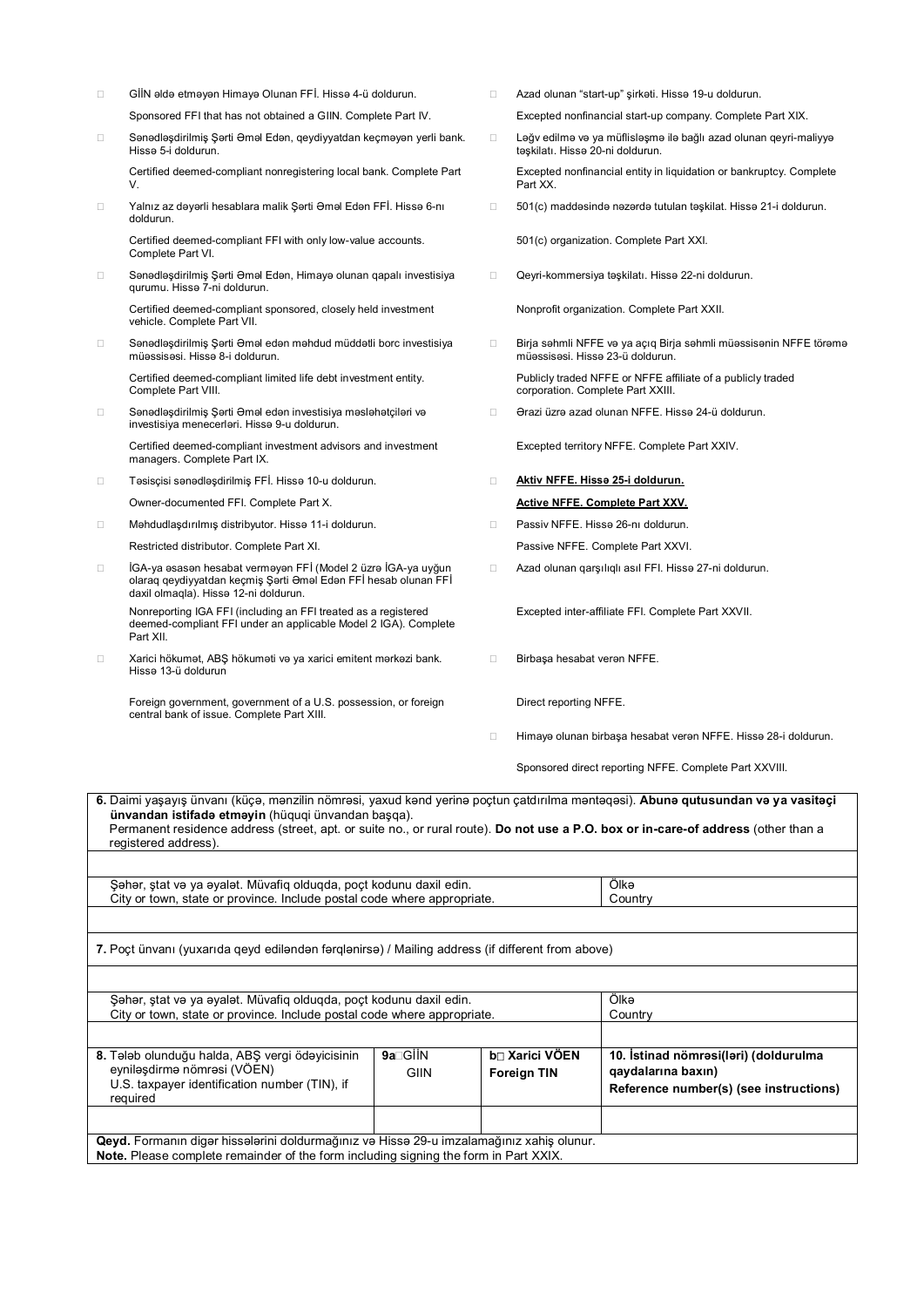- ☐ GİİN əldə etməyən Himayə Olunan FFİ. Hissə 4-ü doldurun.

  Sponsored FFI that has not obtained a GIIN. Complete Part IV.

- ☐ Sənədləşdirilmiş Şərti Əməl Edən, qeydiyyatdan keçməyən yerli bank. Hissə 5-i doldurun.

  Certified deemed-compliant nonregistering local bank. Complete Part V.

- ☐ Yalnız az dəyərli hesablara malik Şərti Əməl Edən FFİ. Hissə 6-nı doldurun.

  Certified deemed-compliant FFI with only low-value accounts. Complete Part VI.

- ☐ Sənədləşdirilmiş Şərti Əməl Edən, Himayə olunan qapalı investisiya qurumu. Hissə 7-ni doldurun.

  Certified deemed-compliant sponsored, closely held investment vehicle. Complete Part VII.

- ☐ Sənədləşdirilmiş Şərti Əməl edən məhdud müddətli borc investisiya müəssisəsi. Hissə 8-i doldurun.

  Certified deemed-compliant limited life debt investment entity. Complete Part VIII.

- ☐ Sənədləşdirilmiş Şərti Əməl edən investisiya məsləhətçiləri və investisiya menecerləri. Hissə 9-u doldurun.

  Certified deemed-compliant investment advisors and investment managers. Complete Part IX.

- ☐ Təsisçisi sənədləşdirilmiş FFİ. Hissə 10-u doldurun.

  Owner-documented FFI. Complete Part X.

- ☐ Məhdudlaşdırılmış distribyutor. Hissə 11-i doldurun.

  Restricted distributor. Complete Part XI.

- ☐ İGA-ya əsasən hesabat verməyən FFİ (Model 2 üzrə İGA-ya uyğun olaraq qeydiyyatdan keçmiş Şərti Əməl Edən FFİ hesab olunan FFİ daxil olmaqla). Hissə 12-ni doldurun.

  Nonreporting IGA FFI (including an FFI treated as a registered deemed-compliant FFI under an applicable Model 2 IGA). Complete Part XII.

- ☐ Xarici hökumət, ABŞ hökuməti və ya xarici emitent mərkəzi bank. Hissə 13-ü doldurun

  Foreign government, government of a U.S. possession, or foreign central bank of issue. Complete Part XIII.

- ☐ Azad olunan "start-up" şirkəti. Hissə 19-u doldurun.

  Excepted nonfinancial start-up company. Complete Part XIX.

- ☐ Ləğv edilmə və ya müflisləşmə ilə bağlı azad olunan qeyri-maliyyə təşkilatı. Hissə 20-ni doldurun.

  Excepted nonfinancial entity in liquidation or bankruptcy. Complete Part XX.

- ☐ 501(c) maddəsində nəzərdə tutulan təşkilat. Hissə 21-i doldurun.

  501(c) organization. Complete Part XXI.

- ☐ Qeyri-kommersiya təşkilatı. Hissə 22-ni doldurun.

  Nonprofit organization. Complete Part XXII.

- ☐ Birja səhmli NFFE və ya açıq Birja səhmli müəssisənin NFFE törəmə müəssisəsi. Hissə 23-ü doldurun.

  Publicly traded NFFE or NFFE affiliate of a publicly traded corporation. Complete Part XXIII.

- ☐ Ərazi üzrə azad olunan NFFE. Hissə 24-ü doldurun.

  Excepted territory NFFE. Complete Part XXIV.

- ☐ **Aktiv NFFE. Hissə 25-i doldurun.**

  **Active NFFE. Complete Part XXV.**

- ☐ Passiv NFFE. Hissə 26-nı doldurun.

  Passive NFFE. Complete Part XXVI.

- ☐ Azad olunan qarşılıqlı asıl FFI. Hissə 27-ni doldurun.

  Excepted inter-affiliate FFI. Complete Part XXVII.

- ☐ Birbaşa hesabat verən NFFE.

  Direct reporting NFFE.

- ☐ Himayə olunan birbaşa hesabat verən NFFE. Hissə 28-i doldurun.

  Sponsored direct reporting NFFE. Complete Part XXVIII.

| | | | |
|---|---|---|---|
| **6.** Daimi yaşayış ünvanı (küçə, mənzilin nömrəsi, yaxud kənd yerinə poçtun çatdırılma məntəqəsi). **Abunə qutusundan və ya vasitəçi ünvanından istifadə etməyin** (hüquqi ünvandan başqa). Permanent residence address (street, apt. or suite no., or rural route). **Do not use a P.O. box or in-care-of address** (other than a registered address). | | | |
| | | | |
| Şəhər, ştat və ya əyalət. Müvafiq olduqda, poçt kodunu daxil edin. City or town, state or province. Include postal code where appropriate. | | | Ölkə Country |
| | | | |
| **7.** Poçt ünvanı (yuxarıda qeyd ediləndən fərqlənirsə) / Mailing address (if different from above) | | | |
| | | | |
| Şəhər, ştat və ya əyalət. Müvafiq olduqda, poçt kodunu daxil edin. City or town, state or province. Include postal code where appropriate. | | | Ölkə Country |
| | | | |
| **8.** Tələb olunduğu halda, ABŞ vergi ödəyicisinin eyniləşdirmə nömrəsi (VÖEN) U.S. taxpayer identification number (TIN), if required | **9a**☐GİİN GIIN | **b**☐ **Xarici VÖEN Foreign TIN** | **10. İstinad nömrəsi(ləri) (doldurulma qaydalarına baxın) Reference number(s) (see instructions)** |
| | | | |
| **Qeyd.** Formanın digər hissələrini doldurmağınız və Hissə 29-u imzalamağınız xahiş olunur. **Note.** Please complete remainder of the form including signing the form in Part XXIX. | | | |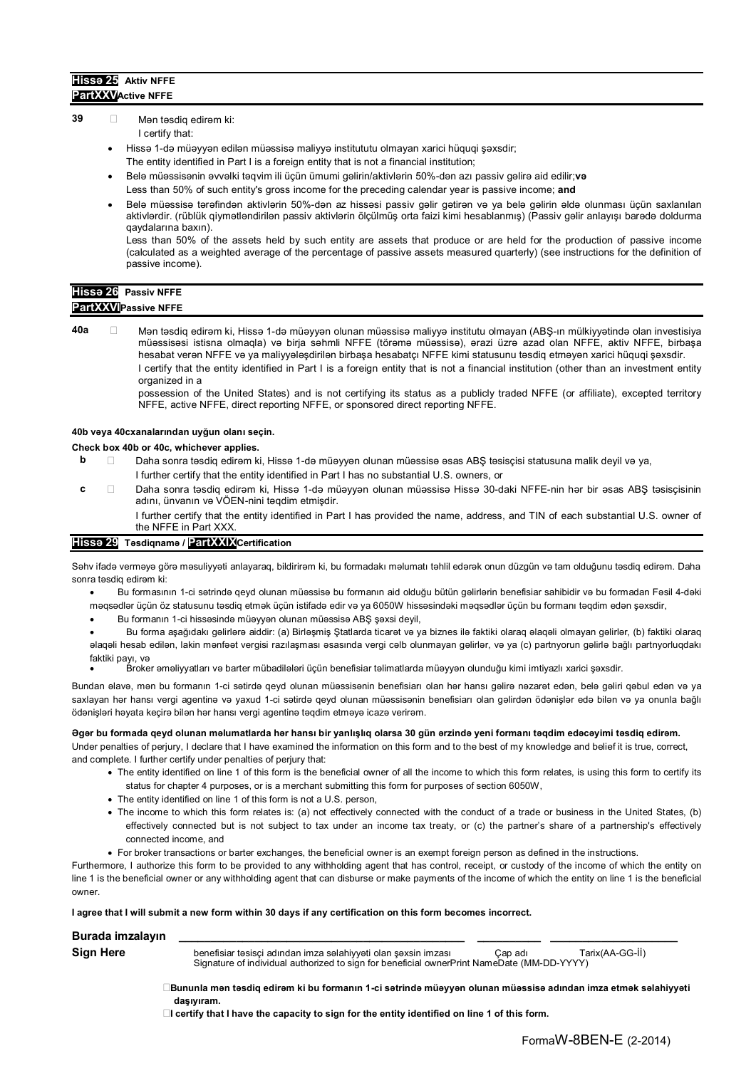## Hissə 25 Aktiv NFFE
## PartXXV Active NFFE

**39** ☐ Mən təsdiq edirəm ki:
I certify that:

- Hissə 1-də müəyyən edilən müəssisə maliyyə institututu olmayan xarici hüquqi şəxsdir;
  The entity identified in Part I is a foreign entity that is not a financial institution;
- Belə müəssisənin əvvəlki təqvim ili üçün ümumi gəlirin/aktivlərin 50%-dən azı passiv gəlirə aid edilir;**və**
  Less than 50% of such entity's gross income for the preceding calendar year is passive income; **and**
- Belə müəssisə tərəfindən aktivlərin 50%-dən az hissəsi passiv gəlir gətirən və ya belə gəlirin əldə olunması üçün saxlanılan aktivlərdir. (rüblük qiymətləndirilən passiv aktivlərin ölçülmüş orta faizi kimi hesablanmış) (Passiv gəlir anlayışı barədə doldurma qaydalarına baxın).
  Less than 50% of the assets held by such entity are assets that produce or are held for the production of passive income (calculated as a weighted average of the percentage of passive assets measured quarterly) (see instructions for the definition of passive income).

## Hissə 26 Passiv NFFE
## PartXXVI Passive NFFE

**40a** ☐ Mən təsdiq edirəm ki, Hissə 1-də müəyyən olunan müəssisə maliyyə institutu olmayan (ABŞ-ın mülkiyyətində olan investisiya müəssisəsi istisna olmaqla) və birja səhmli NFFE (törəmə müəssisə), ərazi üzrə azad olan NFFE, aktiv NFFE, birbaşa hesabat verən NFFE və ya maliyyələşdirilən birbaşa hesabatçı NFFE kimi statusunu təsdiq etməyən xarici hüquqi şəxsdir.
I certify that the entity identified in Part I is a foreign entity that is not a financial institution (other than an investment entity organized in a
possession of the United States) and is not certifying its status as a publicly traded NFFE (or affiliate), excepted territory NFFE, active NFFE, direct reporting NFFE, or sponsored direct reporting NFFE.

**40b və ya 40cxanalarından uyğun olanı seçin.**

**Check box 40b or 40c, whichever applies.**

**b** ☐ Daha sonra təsdiq edirəm ki, Hissə 1-də müəyyən olunan müəssisə əsas ABŞ təsisçisi statusuna malik deyil və ya,
I further certify that the entity identified in Part I has no substantial U.S. owners, or

**c** ☐ Daha sonra təsdiq edirəm ki, Hissə 1-də müəyyən olunan müəssisə Hissə 30-daki NFFE-nin hər bir əsas ABŞ təsisçisinin adını, ünvanın və VÖEN-nini təqdim etmişdir.
I further certify that the entity identified in Part I has provided the name, address, and TIN of each substantial U.S. owner of the NFFE in Part XXX.

## Hissə 29 Təsdiqnamə / PartXXIX Certification

Səhv ifadə verməyə görə məsuliyyəti anlayaraq, bildirirəm ki, bu formadakı məlumatı təhlil edərək onun düzgün və tam olduğunu təsdiq edirəm. Daha sonra təsdiq edirəm ki:

- Bu formasının 1-ci sətrində qeyd olunan müəssisə bu formanın aid olduğu bütün gəlirlərin benefisiar sahibidir və bu formadan Fəsil 4-dəki məqsədlər üçün öz statusunu təsdiq etmək üçün istifadə edir və ya 6050W hissəsindəki məqsədlər üçün bu formanı təqdim edən şəxsdir,
- Bu formanın 1-ci hissəsində müəyyən olunan müəssisə ABŞ şəxsi deyil,
- Bu forma aşağıdakı gəlirlərə aiddir: (a) Birləşmiş Ştatlarda ticarət və ya biznes ilə faktiki olaraq əlaqəli olmayan gəlirlər, (b) faktiki olaraq əlaqəli hesab edilən, lakin mənfəət vergisi razılaşması əsasında vergi cəlb olunmayan gəlirlər, və ya (c) partnyorun gəlirlə bağlı partnyorluqdakı faktiki payı, və
- Broker əməliyyatları və barter mübadilələri üçün benefisiar təlimatlarda müəyyən olunduğu kimi imtiyazlı xarici şəxsdir.

Bundan əlavə, mən bu formanın 1-ci sətirdə qeyd olunan müəssisənin benefisiarı olan hər hansı gəlirə nəzarət edən, belə gəliri qəbul edən və ya saxlayan hər hansı vergi agentinə və yaxud 1-ci sətirdə qeyd olunan müəssisənin benefisiarı olan gəlirdən ödənişlər edə bilən və ya onunla bağlı ödənişləri həyata keçirə bilən hər hansı vergi agentinə təqdim etməyə icazə verirəm.

**Əgər bu formada qeyd olunan məlumatlarda hər hansı bir yanlışlıq olarsa 30 gün ərzində yeni formanı təqdim edəcəyimi təsdiq edirəm.**

Under penalties of perjury, I declare that I have examined the information on this form and to the best of my knowledge and belief it is true, correct, and complete. I further certify under penalties of perjury that:

- The entity identified on line 1 of this form is the beneficial owner of all the income to which this form relates, is using this form to certify its status for chapter 4 purposes, or is a merchant submitting this form for purposes of section 6050W,
- The entity identified on line 1 of this form is not a U.S. person,
- The income to which this form relates is: (a) not effectively connected with the conduct of a trade or business in the United States, (b) effectively connected but is not subject to tax under an income tax treaty, or (c) the partner's share of a partnership's effectively connected income, and
- For broker transactions or barter exchanges, the beneficial owner is an exempt foreign person as defined in the instructions.

Furthermore, I authorize this form to be provided to any withholding agent that has control, receipt, or custody of the income of which the entity on line 1 is the beneficial owner or any withholding agent that can disburse or make payments of the income of which the entity on line 1 is the beneficial owner.

**I agree that I will submit a new form within 30 days if any certification on this form becomes incorrect.**

**Burada imzalayın**
**Sign Here**

______________________________ ____________ ____________________

benefisiar təsisçi adından imza səlahiyyəti olan şəxsin imzası — Çap adı — Tarix(AA-GG-İİ)
Signature of individual authorized to sign for beneficial owner — Print Name — Date (MM-DD-YYYY)

☐ **Bununla mən təsdiq edirəm ki bu formanın 1-ci sətrində müəyyən olunan müəssisə adından imza etmək səlahiyyəti daşıyıram.**

☐ **I certify that I have the capacity to sign for the entity identified on line 1 of this form.**

FormaW-8BEN-E (2-2014)